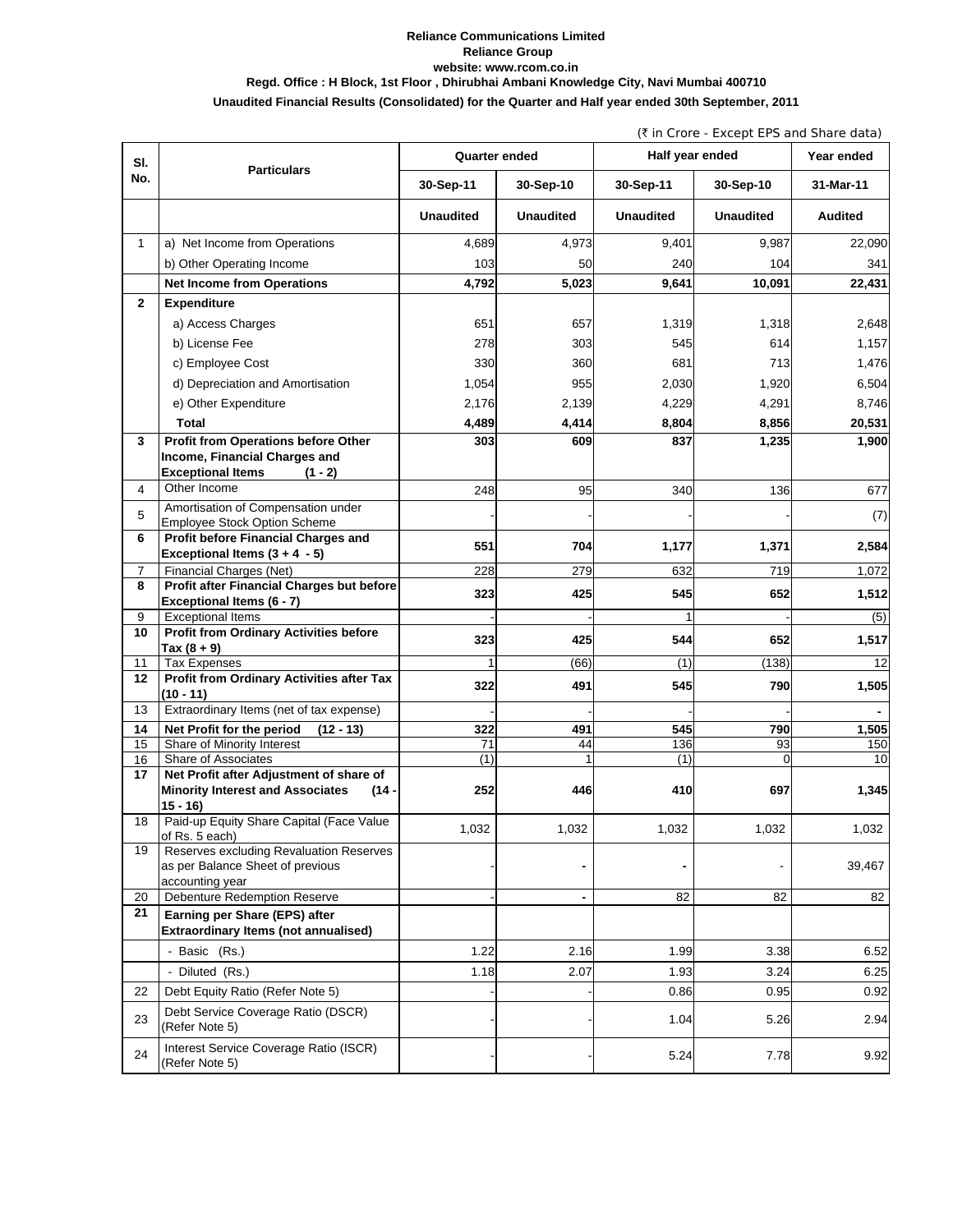**Reliance Communications Limited**
**Reliance Group**
**website: www.rcom.co.in**
**Regd. Office : H Block, 1st Floor , Dhirubhai Ambani Knowledge City, Navi Mumbai 400710**

**Unaudited Financial Results (Consolidated) for the Quarter and Half year ended 30th September, 2011**

(₹ in Crore - Except EPS and Share data)

| Sl. No. | Particulars | Quarter ended | | Half year ended | | Year ended |
|---|---|---|---|---|---|---|
| | | 30-Sep-11 | 30-Sep-10 | 30-Sep-11 | 30-Sep-10 | 31-Mar-11 |
| | | Unaudited | Unaudited | Unaudited | Unaudited | Audited |
| 1 | a) Net Income from Operations | 4,689 | 4,973 | 9,401 | 9,987 | 22,090 |
| | b) Other Operating Income | 103 | 50 | 240 | 104 | 341 |
| | **Net Income from Operations** | **4,792** | **5,023** | **9,641** | **10,091** | **22,431** |
| **2** | **Expenditure** | | | | | |
| | a) Access Charges | 651 | 657 | 1,319 | 1,318 | 2,648 |
| | b) License Fee | 278 | 303 | 545 | 614 | 1,157 |
| | c) Employee Cost | 330 | 360 | 681 | 713 | 1,476 |
| | d) Depreciation and Amortisation | 1,054 | 955 | 2,030 | 1,920 | 6,504 |
| | e) Other Expenditure | 2,176 | 2,139 | 4,229 | 4,291 | 8,746 |
| | **Total** | **4,489** | **4,414** | **8,804** | **8,856** | **20,531** |
| **3** | **Profit from Operations before Other Income, Financial Charges and Exceptional Items (1 - 2)** | **303** | **609** | **837** | **1,235** | **1,900** |
| 4 | Other Income | 248 | 95 | 340 | 136 | 677 |
| 5 | Amortisation of Compensation under Employee Stock Option Scheme | - | - | - | - | (7) |
| **6** | **Profit before Financial Charges and Exceptional Items (3 + 4 - 5)** | **551** | **704** | **1,177** | **1,371** | **2,584** |
| 7 | Financial Charges (Net) | 228 | 279 | 632 | 719 | 1,072 |
| **8** | **Profit after Financial Charges but before Exceptional Items (6 - 7)** | **323** | **425** | **545** | **652** | **1,512** |
| 9 | Exceptional Items | - | - | 1 | - | (5) |
| **10** | **Profit from Ordinary Activities before Tax (8 + 9)** | **323** | **425** | **544** | **652** | **1,517** |
| 11 | Tax Expenses | 1 | (66) | (1) | (138) | 12 |
| **12** | **Profit from Ordinary Activities after Tax (10 - 11)** | **322** | **491** | **545** | **790** | **1,505** |
| 13 | Extraordinary Items (net of tax expense) | - | - | - | - | - |
| **14** | **Net Profit for the period (12 - 13)** | **322** | **491** | **545** | **790** | **1,505** |
| 15 | Share of Minority Interest | 71 | 44 | 136 | 93 | 150 |
| 16 | Share of Associates | (1) | 1 | (1) | 0 | 10 |
| **17** | **Net Profit after Adjustment of share of Minority Interest and Associates (14 - 15 - 16)** | **252** | **446** | **410** | **697** | **1,345** |
| 18 | Paid-up Equity Share Capital (Face Value of Rs. 5 each) | 1,032 | 1,032 | 1,032 | 1,032 | 1,032 |
| 19 | Reserves excluding Revaluation Reserves as per Balance Sheet of previous accounting year | - | - | - | - | 39,467 |
| 20 | Debenture Redemption Reserve | - | - | 82 | 82 | 82 |
| **21** | **Earning per Share (EPS) after Extraordinary Items (not annualised)** | | | | | |
| | - Basic (Rs.) | 1.22 | 2.16 | 1.99 | 3.38 | 6.52 |
| | - Diluted (Rs.) | 1.18 | 2.07 | 1.93 | 3.24 | 6.25 |
| 22 | Debt Equity Ratio (Refer Note 5) | - | - | 0.86 | 0.95 | 0.92 |
| 23 | Debt Service Coverage Ratio (DSCR) (Refer Note 5) | - | - | 1.04 | 5.26 | 2.94 |
| 24 | Interest Service Coverage Ratio (ISCR) (Refer Note 5) | - | - | 5.24 | 7.78 | 9.92 |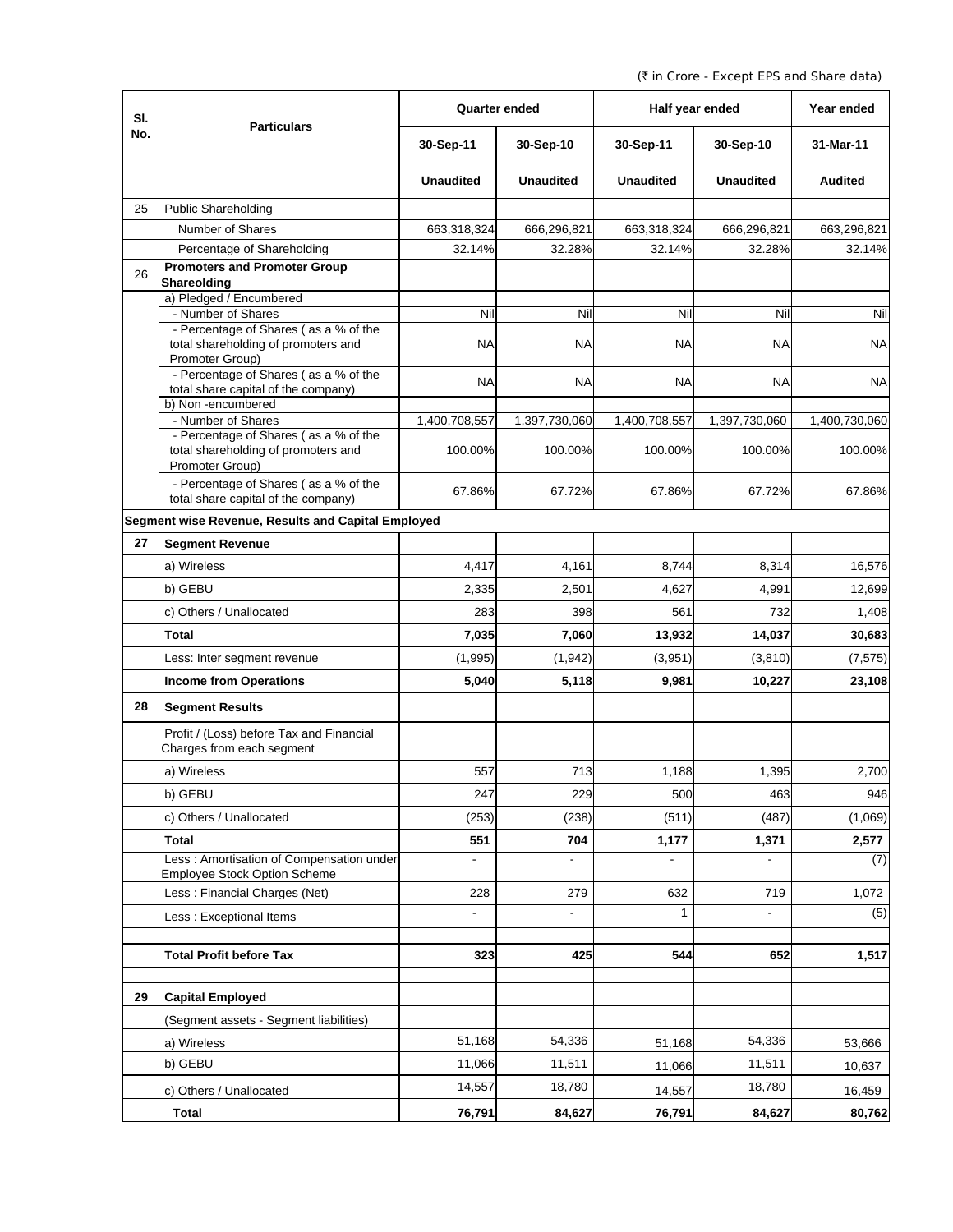(₹ in Crore - Except EPS and Share data)

| Sl. No. | Particulars | Quarter ended | | Half year ended | | Year ended |
|---|---|---|---|---|---|---|
| | | 30-Sep-11 | 30-Sep-10 | 30-Sep-11 | 30-Sep-10 | 31-Mar-11 |
| | | Unaudited | Unaudited | Unaudited | Unaudited | Audited |
| 25 | Public Shareholding | | | | | |
| | Number of Shares | 663,318,324 | 666,296,821 | 663,318,324 | 666,296,821 | 663,296,821 |
| | Percentage of Shareholding | 32.14% | 32.28% | 32.14% | 32.28% | 32.14% |
| 26 | **Promoters and Promoter Group Shareolding** | | | | | |
| | a) Pledged / Encumbered | | | | | |
| | - Number of Shares | Nil | Nil | Nil | Nil | Nil |
| | - Percentage of Shares ( as a % of the total shareholding of promoters and Promoter Group) | NA | NA | NA | NA | NA |
| | - Percentage of Shares ( as a % of the total share capital of the company) | NA | NA | NA | NA | NA |
| | b) Non -encumbered | | | | | |
| | - Number of Shares | 1,400,708,557 | 1,397,730,060 | 1,400,708,557 | 1,397,730,060 | 1,400,730,060 |
| | - Percentage of Shares ( as a % of the total shareholding of promoters and Promoter Group) | 100.00% | 100.00% | 100.00% | 100.00% | 100.00% |
| | - Percentage of Shares ( as a % of the total share capital of the company) | 67.86% | 67.72% | 67.86% | 67.72% | 67.86% |
| **Segment wise Revenue, Results and Capital Employed** | | | | | | |
| **27** | **Segment Revenue** | | | | | |
| | a) Wireless | 4,417 | 4,161 | 8,744 | 8,314 | 16,576 |
| | b) GEBU | 2,335 | 2,501 | 4,627 | 4,991 | 12,699 |
| | c) Others / Unallocated | 283 | 398 | 561 | 732 | 1,408 |
| | **Total** | **7,035** | **7,060** | **13,932** | **14,037** | **30,683** |
| | Less: Inter segment revenue | (1,995) | (1,942) | (3,951) | (3,810) | (7,575) |
| | **Income from Operations** | **5,040** | **5,118** | **9,981** | **10,227** | **23,108** |
| **28** | **Segment Results** | | | | | |
| | Profit / (Loss) before Tax and Financial Charges from each segment | | | | | |
| | a) Wireless | 557 | 713 | 1,188 | 1,395 | 2,700 |
| | b) GEBU | 247 | 229 | 500 | 463 | 946 |
| | c) Others / Unallocated | (253) | (238) | (511) | (487) | (1,069) |
| | **Total** | **551** | **704** | **1,177** | **1,371** | **2,577** |
| | Less : Amortisation of Compensation under Employee Stock Option Scheme | - | - | - | - | (7) |
| | Less : Financial Charges (Net) | 228 | 279 | 632 | 719 | 1,072 |
| | Less : Exceptional Items | - | - | 1 | - | (5) |
| | **Total Profit before Tax** | **323** | **425** | **544** | **652** | **1,517** |
| **29** | **Capital Employed** | | | | | |
| | (Segment assets - Segment liabilities) | | | | | |
| | a) Wireless | 51,168 | 54,336 | 51,168 | 54,336 | 53,666 |
| | b) GEBU | 11,066 | 11,511 | 11,066 | 11,511 | 10,637 |
| | c) Others / Unallocated | 14,557 | 18,780 | 14,557 | 18,780 | 16,459 |
| | **Total** | **76,791** | **84,627** | **76,791** | **84,627** | **80,762** |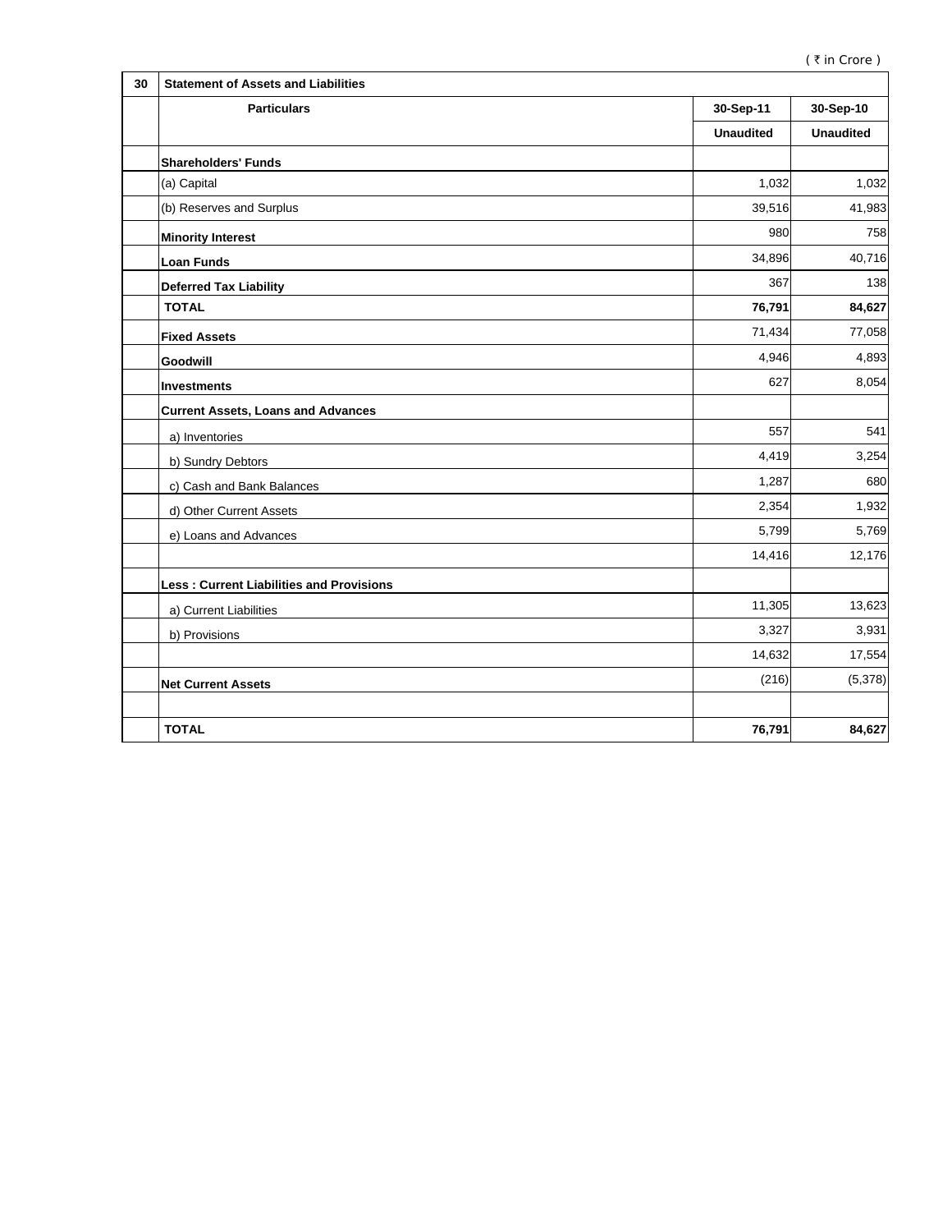( ₹ in Crore )

| 30 | Statement of Assets and Liabilities | | |
|---|---|---|---|
| | **Particulars** | **30-Sep-11** | **30-Sep-10** |
| | | **Unaudited** | **Unaudited** |
| | **Shareholders' Funds** | | |
| | (a) Capital | 1,032 | 1,032 |
| | (b) Reserves and Surplus | 39,516 | 41,983 |
| | **Minority Interest** | 980 | 758 |
| | **Loan Funds** | 34,896 | 40,716 |
| | **Deferred Tax Liability** | 367 | 138 |
| | **TOTAL** | **76,791** | **84,627** |
| | **Fixed Assets** | 71,434 | 77,058 |
| | **Goodwill** | 4,946 | 4,893 |
| | **Investments** | 627 | 8,054 |
| | **Current Assets, Loans and Advances** | | |
| | a) Inventories | 557 | 541 |
| | b) Sundry Debtors | 4,419 | 3,254 |
| | c) Cash and Bank Balances | 1,287 | 680 |
| | d) Other Current Assets | 2,354 | 1,932 |
| | e) Loans and Advances | 5,799 | 5,769 |
| | | 14,416 | 12,176 |
| | **Less : Current Liabilities and Provisions** | | |
| | a) Current Liabilities | 11,305 | 13,623 |
| | b) Provisions | 3,327 | 3,931 |
| | | 14,632 | 17,554 |
| | **Net Current Assets** | (216) | (5,378) |
| | | | |
| | **TOTAL** | **76,791** | **84,627** |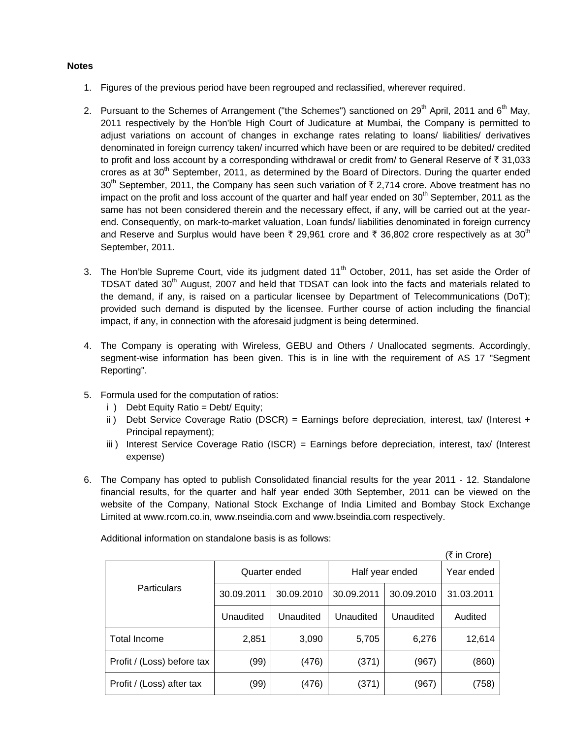**Notes**

1. Figures of the previous period have been regrouped and reclassified, wherever required.

2. Pursuant to the Schemes of Arrangement ("the Schemes") sanctioned on 29th April, 2011 and 6th May, 2011 respectively by the Hon'ble High Court of Judicature at Mumbai, the Company is permitted to adjust variations on account of changes in exchange rates relating to loans/ liabilities/ derivatives denominated in foreign currency taken/ incurred which have been or are required to be debited/ credited to profit and loss account by a corresponding withdrawal or credit from/ to General Reserve of ₹ 31,033 crores as at 30th September, 2011, as determined by the Board of Directors. During the quarter ended 30th September, 2011, the Company has seen such variation of ₹ 2,714 crore. Above treatment has no impact on the profit and loss account of the quarter and half year ended on 30th September, 2011 as the same has not been considered therein and the necessary effect, if any, will be carried out at the year-end. Consequently, on mark-to-market valuation, Loan funds/ liabilities denominated in foreign currency and Reserve and Surplus would have been ₹ 29,961 crore and ₹ 36,802 crore respectively as at 30th September, 2011.

3. The Hon'ble Supreme Court, vide its judgment dated 11th October, 2011, has set aside the Order of TDSAT dated 30th August, 2007 and held that TDSAT can look into the facts and materials related to the demand, if any, is raised on a particular licensee by Department of Telecommunications (DoT); provided such demand is disputed by the licensee. Further course of action including the financial impact, if any, in connection with the aforesaid judgment is being determined.

4. The Company is operating with Wireless, GEBU and Others / Unallocated segments. Accordingly, segment-wise information has been given. This is in line with the requirement of AS 17 "Segment Reporting".

5. Formula used for the computation of ratios:
   i ) Debt Equity Ratio = Debt/ Equity;
   ii ) Debt Service Coverage Ratio (DSCR) = Earnings before depreciation, interest, tax/ (Interest + Principal repayment);
   iii ) Interest Service Coverage Ratio (ISCR) = Earnings before depreciation, interest, tax/ (Interest expense)

6. The Company has opted to publish Consolidated financial results for the year 2011 - 12. Standalone financial results, for the quarter and half year ended 30th September, 2011 can be viewed on the website of the Company, National Stock Exchange of India Limited and Bombay Stock Exchange Limited at www.rcom.co.in, www.nseindia.com and www.bseindia.com respectively.

   Additional information on standalone basis is as follows:

(₹ in Crore)

| Particulars | Quarter ended | | Half year ended | | Year ended |
|---|---|---|---|---|---|
| | 30.09.2011 | 30.09.2010 | 30.09.2011 | 30.09.2010 | 31.03.2011 |
| | Unaudited | Unaudited | Unaudited | Unaudited | Audited |
| Total Income | 2,851 | 3,090 | 5,705 | 6,276 | 12,614 |
| Profit / (Loss) before tax | (99) | (476) | (371) | (967) | (860) |
| Profit / (Loss) after tax | (99) | (476) | (371) | (967) | (758) |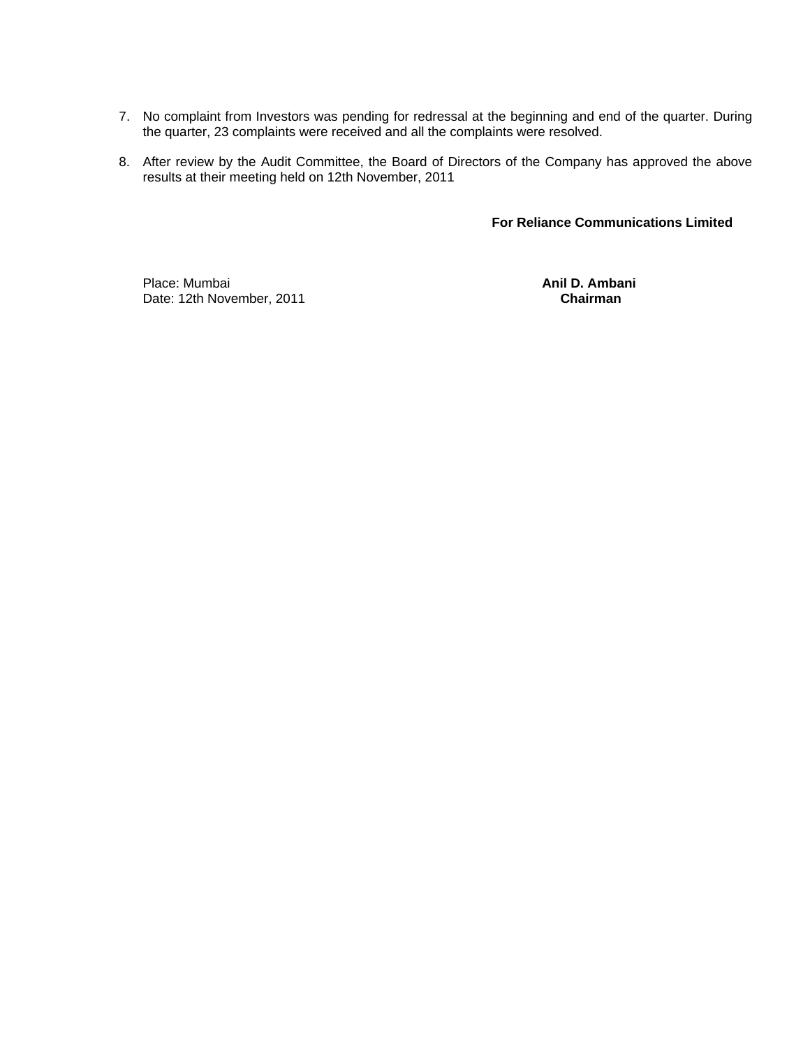7. No complaint from Investors was pending for redressal at the beginning and end of the quarter. During the quarter, 23 complaints were received and all the complaints were resolved.

8. After review by the Audit Committee, the Board of Directors of the Company has approved the above results at their meeting held on 12th November, 2011

**For Reliance Communications Limited**

Place: Mumbai
Date: 12th November, 2011

**Anil D. Ambani**
**Chairman**